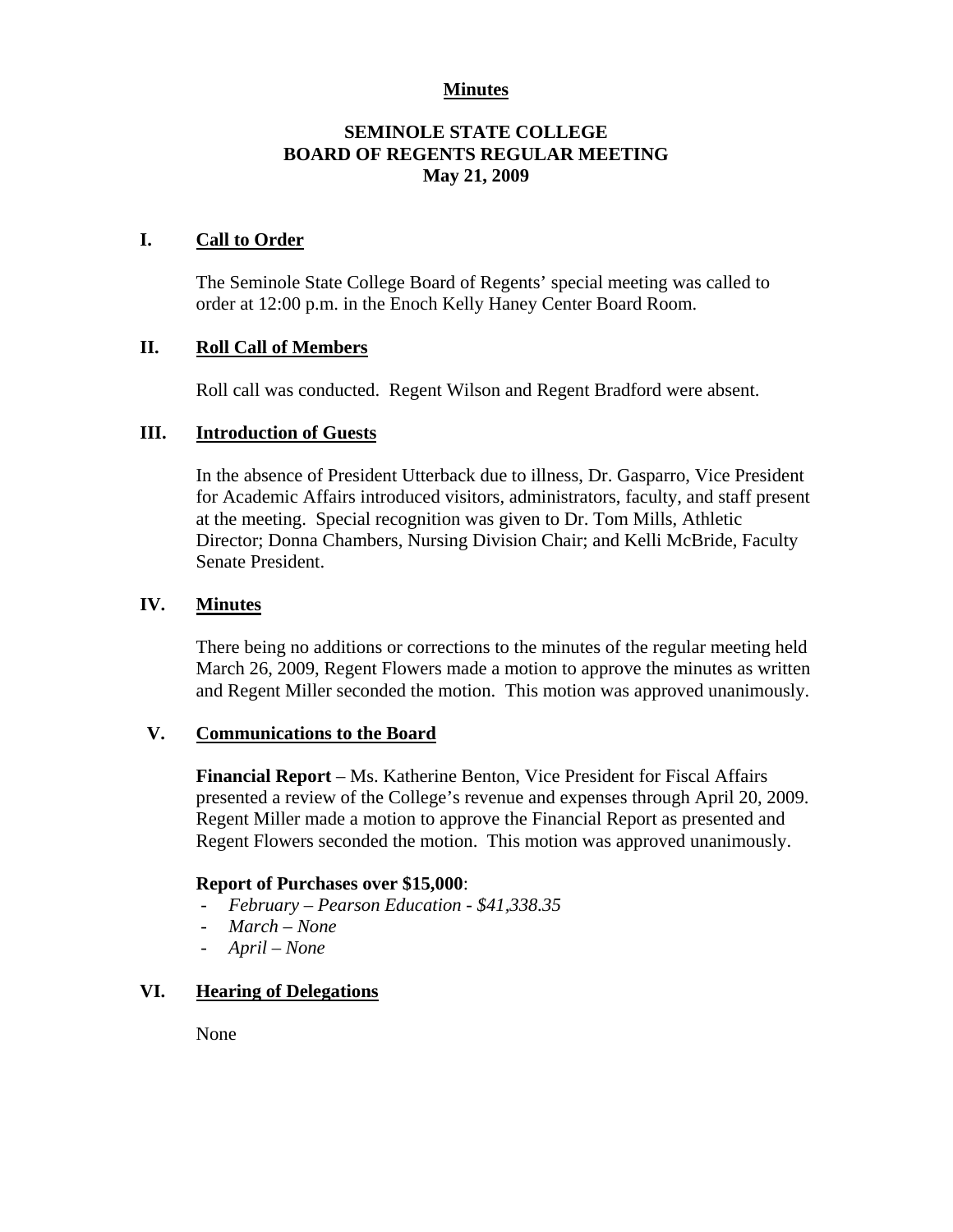**Minutes**

# SEMINOLE STATE COLLEGE
# BOARD OF REGENTS REGULAR MEETING
# May 21, 2009

## I. Call to Order

The Seminole State College Board of Regents' special meeting was called to order at 12:00 p.m. in the Enoch Kelly Haney Center Board Room.

## II. Roll Call of Members

Roll call was conducted. Regent Wilson and Regent Bradford were absent.

## III. Introduction of Guests

In the absence of President Utterback due to illness, Dr. Gasparro, Vice President for Academic Affairs introduced visitors, administrators, faculty, and staff present at the meeting. Special recognition was given to Dr. Tom Mills, Athletic Director; Donna Chambers, Nursing Division Chair; and Kelli McBride, Faculty Senate President.

## IV. Minutes

There being no additions or corrections to the minutes of the regular meeting held March 26, 2009, Regent Flowers made a motion to approve the minutes as written and Regent Miller seconded the motion. This motion was approved unanimously.

## V. Communications to the Board

**Financial Report** – Ms. Katherine Benton, Vice President for Fiscal Affairs presented a review of the College's revenue and expenses through April 20, 2009. Regent Miller made a motion to approve the Financial Report as presented and Regent Flowers seconded the motion. This motion was approved unanimously.

**Report of Purchases over $15,000**:

- *February – Pearson Education - $41,338.35*
- *March – None*
- *April – None*

## VI. Hearing of Delegations

None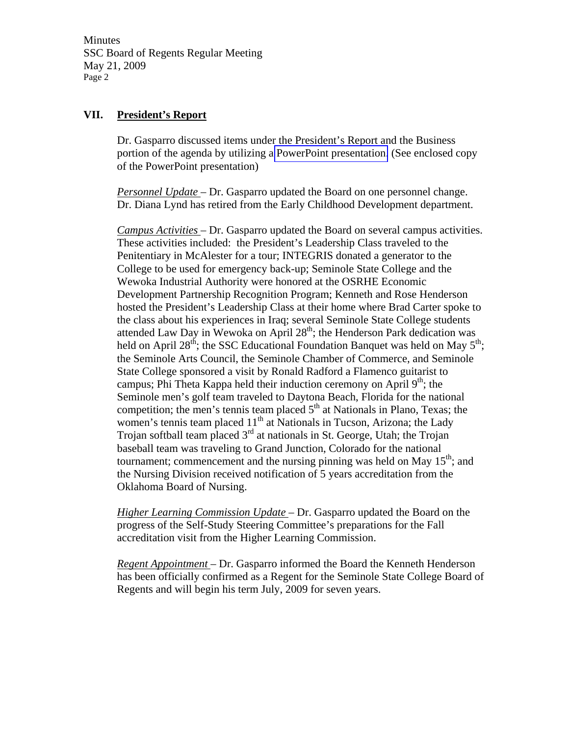## VII. President's Report

Dr. Gasparro discussed items under the President's Report and the Business portion of the agenda by utilizing a PowerPoint presentation. (See enclosed copy of the PowerPoint presentation)

*Personnel Update* – Dr. Gasparro updated the Board on one personnel change. Dr. Diana Lynd has retired from the Early Childhood Development department.

*Campus Activities* – Dr. Gasparro updated the Board on several campus activities. These activities included: the President's Leadership Class traveled to the Penitentiary in McAlester for a tour; INTEGRIS donated a generator to the College to be used for emergency back-up; Seminole State College and the Wewoka Industrial Authority were honored at the OSRHE Economic Development Partnership Recognition Program; Kenneth and Rose Henderson hosted the President's Leadership Class at their home where Brad Carter spoke to the class about his experiences in Iraq; several Seminole State College students attended Law Day in Wewoka on April 28th; the Henderson Park dedication was held on April 28th; the SSC Educational Foundation Banquet was held on May 5th; the Seminole Arts Council, the Seminole Chamber of Commerce, and Seminole State College sponsored a visit by Ronald Radford a Flamenco guitarist to campus; Phi Theta Kappa held their induction ceremony on April 9th; the Seminole men's golf team traveled to Daytona Beach, Florida for the national competition; the men's tennis team placed 5th at Nationals in Plano, Texas; the women's tennis team placed 11th at Nationals in Tucson, Arizona; the Lady Trojan softball team placed 3rd at nationals in St. George, Utah; the Trojan baseball team was traveling to Grand Junction, Colorado for the national tournament; commencement and the nursing pinning was held on May 15th; and the Nursing Division received notification of 5 years accreditation from the Oklahoma Board of Nursing.

*Higher Learning Commission Update* – Dr. Gasparro updated the Board on the progress of the Self-Study Steering Committee's preparations for the Fall accreditation visit from the Higher Learning Commission.

*Regent Appointment* – Dr. Gasparro informed the Board the Kenneth Henderson has been officially confirmed as a Regent for the Seminole State College Board of Regents and will begin his term July, 2009 for seven years.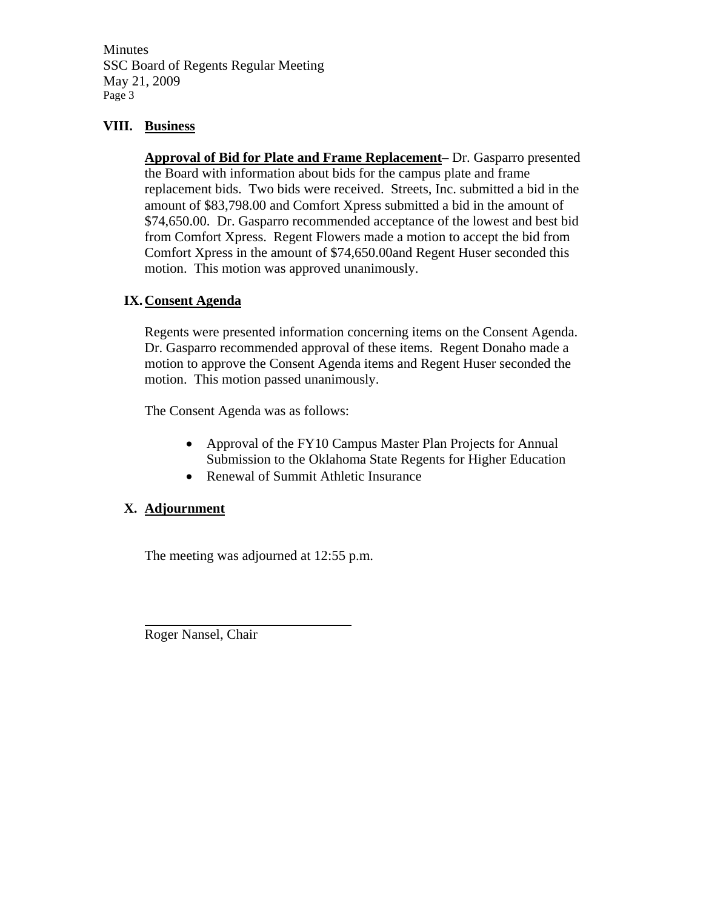## VIII. Business

**Approval of Bid for Plate and Frame Replacement**– Dr. Gasparro presented the Board with information about bids for the campus plate and frame replacement bids. Two bids were received. Streets, Inc. submitted a bid in the amount of $83,798.00 and Comfort Xpress submitted a bid in the amount of $74,650.00. Dr. Gasparro recommended acceptance of the lowest and best bid from Comfort Xpress. Regent Flowers made a motion to accept the bid from Comfort Xpress in the amount of $74,650.00and Regent Huser seconded this motion. This motion was approved unanimously.

## IX. Consent Agenda

Regents were presented information concerning items on the Consent Agenda. Dr. Gasparro recommended approval of these items. Regent Donaho made a motion to approve the Consent Agenda items and Regent Huser seconded the motion. This motion passed unanimously.

The Consent Agenda was as follows:

- Approval of the FY10 Campus Master Plan Projects for Annual Submission to the Oklahoma State Regents for Higher Education
- Renewal of Summit Athletic Insurance

## X. Adjournment

The meeting was adjourned at 12:55 p.m.

\_\_\_\_\_\_\_\_\_\_\_\_\_\_\_\_\_\_\_\_\_\_\_\_\_\_\_\_\_\_

Roger Nansel, Chair